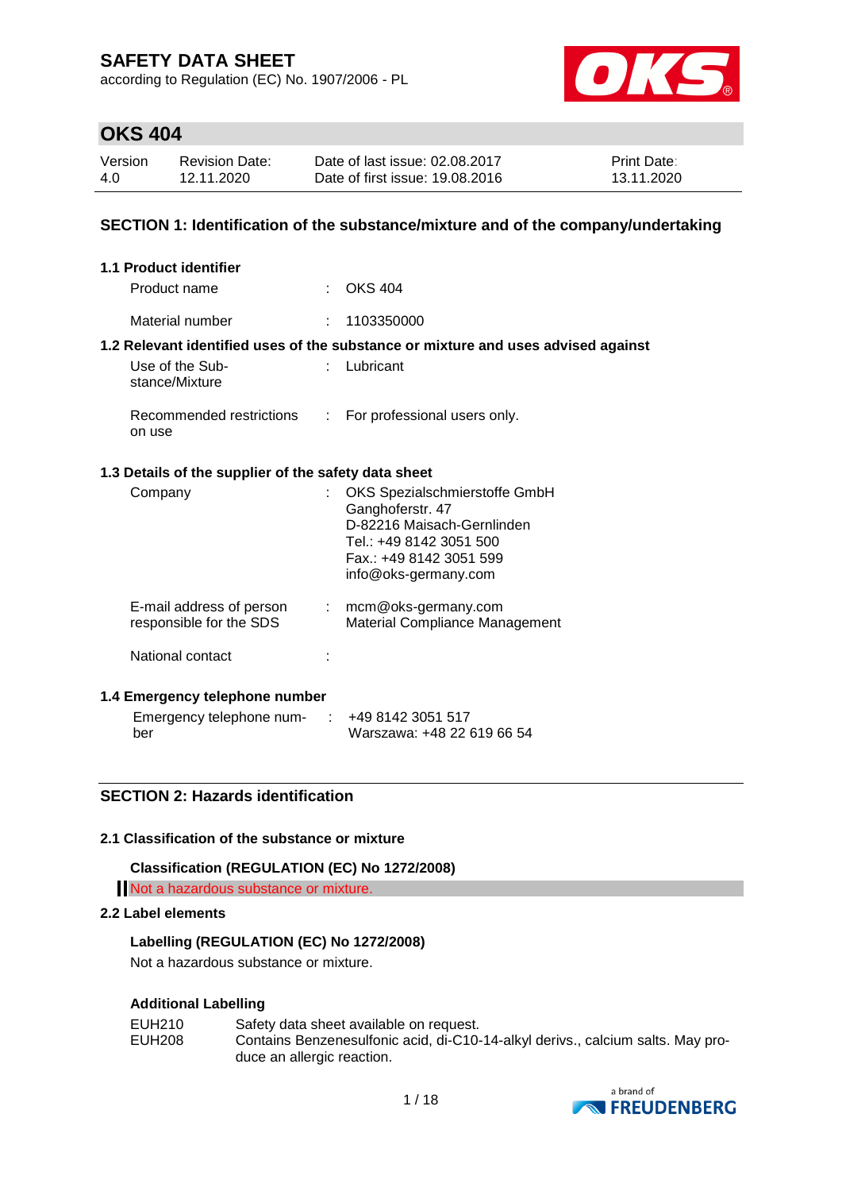# SAFETY DATA SHEET

according to Regulation (EC) No. 1907/2006 - PL

## OKS 404

| Version | Revision Date: | Date of last issue: 02.08.2017 | Print Date: |
|---|---|---|---|
| 4.0 | 12.11.2020 | Date of first issue: 19.08.2016 | 13.11.2020 |

## SECTION 1: Identification of the substance/mixture and of the company/undertaking

### 1.1 Product identifier

Product name : OKS 404

Material number : 1103350000

### 1.2 Relevant identified uses of the substance or mixture and uses advised against

Use of the Substance/Mixture : Lubricant

Recommended restrictions on use : For professional users only.

### 1.3 Details of the supplier of the safety data sheet

Company : OKS Spezialschmierstoffe GmbH
Ganghoferstr. 47
D-82216 Maisach-Gernlinden
Tel.: +49 8142 3051 500
Fax.: +49 8142 3051 599
info@oks-germany.com

E-mail address of person responsible for the SDS : mcm@oks-germany.com
Material Compliance Management

National contact :

### 1.4 Emergency telephone number

Emergency telephone number : +49 8142 3051 517
Warszawa: +48 22 619 66 54

## SECTION 2: Hazards identification

### 2.1 Classification of the substance or mixture

**Classification (REGULATION (EC) No 1272/2008)**

Not a hazardous substance or mixture.

### 2.2 Label elements

**Labelling (REGULATION (EC) No 1272/2008)**

Not a hazardous substance or mixture.

**Additional Labelling**

EUH210 Safety data sheet available on request.

EUH208 Contains Benzenesulfonic acid, di-C10-14-alkyl derivs., calcium salts. May produce an allergic reaction.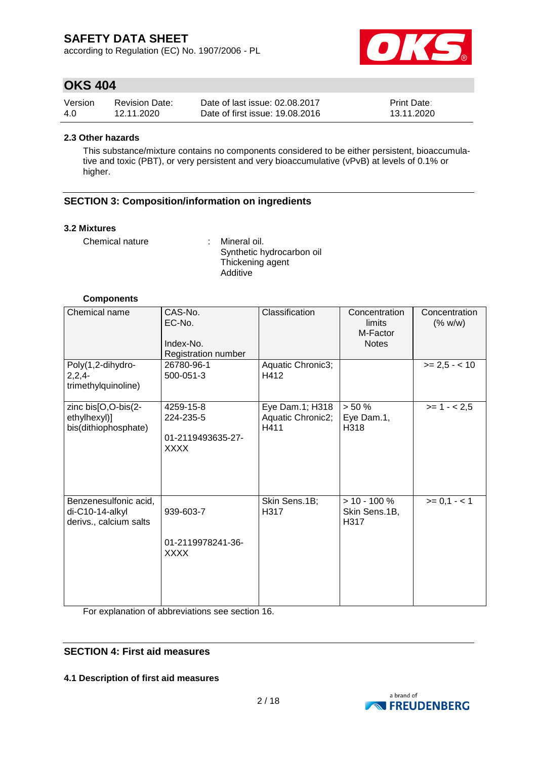### 2.3 Other hazards

This substance/mixture contains no components considered to be either persistent, bioaccumulative and toxic (PBT), or very persistent and very bioaccumulative (vPvB) at levels of 0.1% or higher.

## SECTION 3: Composition/information on ingredients

### 3.2 Mixtures

Chemical nature : Mineral oil.
Synthetic hydrocarbon oil
Thickening agent
Additive

**Components**

| Chemical name | CAS-No.<br>EC-No.<br><br>Index-No.<br>Registration number | Classification | Concentration limits<br>M-Factor<br>Notes | Concentration (% w/w) |
|---|---|---|---|---|
| Poly(1,2-dihydro-2,2,4-trimethylquinoline) | 26780-96-1<br>500-051-3 | Aquatic Chronic3; H412 | | >= 2,5 - < 10 |
| zinc bis[O,O-bis(2-ethylhexyl)] bis(dithiophosphate) | 4259-15-8<br>224-235-5<br><br>01-2119493635-27-XXXX | Eye Dam.1; H318<br>Aquatic Chronic2; H411 | > 50 %<br>Eye Dam.1, H318 | >= 1 - < 2,5 |
| Benzenesulfonic acid, di-C10-14-alkyl derivs., calcium salts | 939-603-7<br><br>01-2119978241-36-XXXX | Skin Sens.1B; H317 | > 10 - 100 %<br>Skin Sens.1B, H317 | >= 0,1 - < 1 |

For explanation of abbreviations see section 16.

## SECTION 4: First aid measures

### 4.1 Description of first aid measures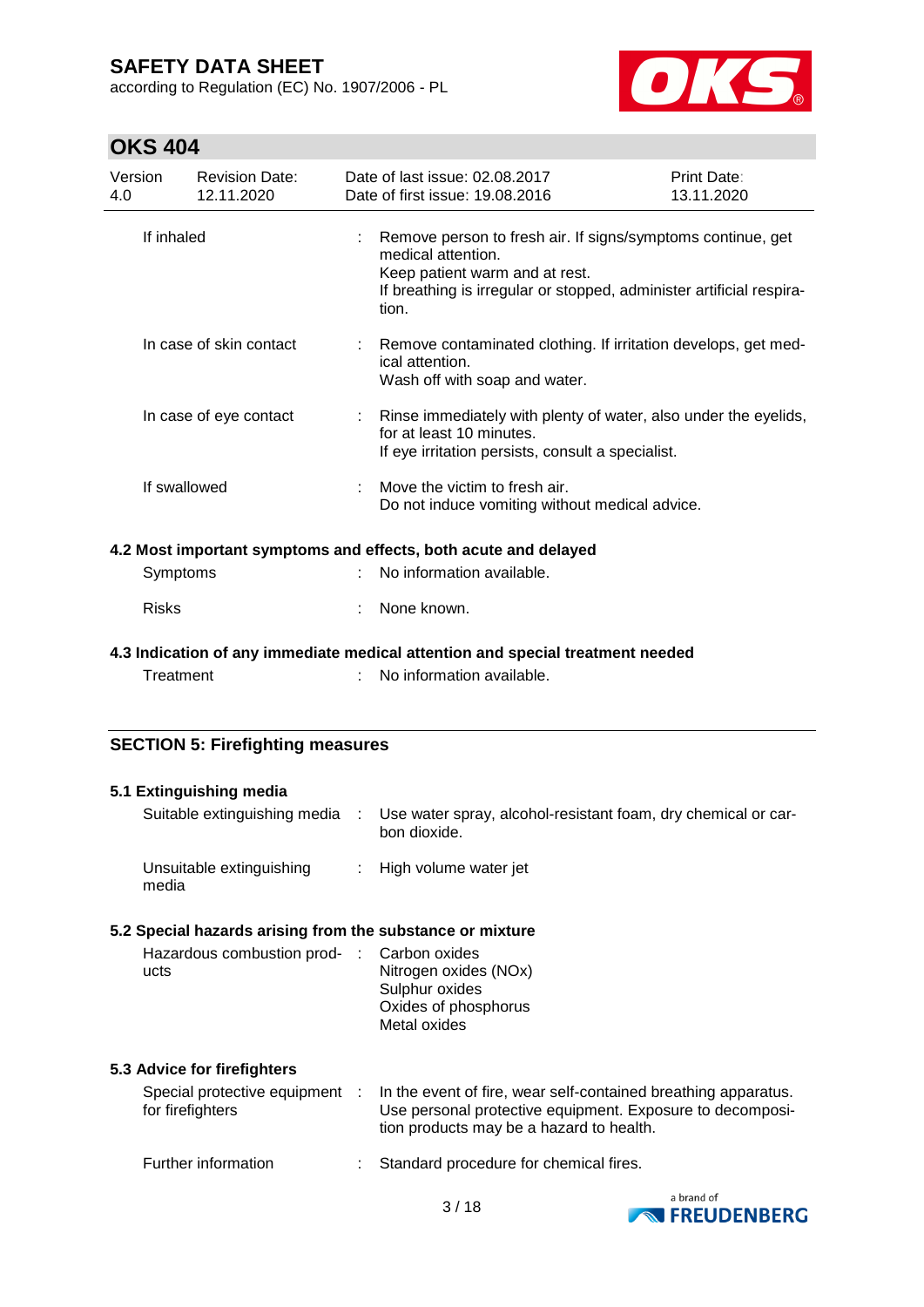| | |
|---|---|
| If inhaled | : Remove person to fresh air. If signs/symptoms continue, get medical attention.<br>Keep patient warm and at rest.<br>If breathing is irregular or stopped, administer artificial respiration. |
| In case of skin contact | : Remove contaminated clothing. If irritation develops, get medical attention.<br>Wash off with soap and water. |
| In case of eye contact | : Rinse immediately with plenty of water, also under the eyelids, for at least 10 minutes.<br>If eye irritation persists, consult a specialist. |
| If swallowed | : Move the victim to fresh air.<br>Do not induce vomiting without medical advice. |

### 4.2 Most important symptoms and effects, both acute and delayed

| | |
|---|---|
| Symptoms | : No information available. |
| Risks | : None known. |

### 4.3 Indication of any immediate medical attention and special treatment needed

| | |
|---|---|
| Treatment | : No information available. |

## SECTION 5: Firefighting measures

### 5.1 Extinguishing media

| | |
|---|---|
| Suitable extinguishing media | : Use water spray, alcohol-resistant foam, dry chemical or carbon dioxide. |
| Unsuitable extinguishing media | : High volume water jet |

### 5.2 Special hazards arising from the substance or mixture

| | |
|---|---|
| Hazardous combustion products | : Carbon oxides<br>Nitrogen oxides (NOx)<br>Sulphur oxides<br>Oxides of phosphorus<br>Metal oxides |

### 5.3 Advice for firefighters

| | |
|---|---|
| Special protective equipment for firefighters | : In the event of fire, wear self-contained breathing apparatus.<br>Use personal protective equipment. Exposure to decomposition products may be a hazard to health. |
| Further information | : Standard procedure for chemical fires. |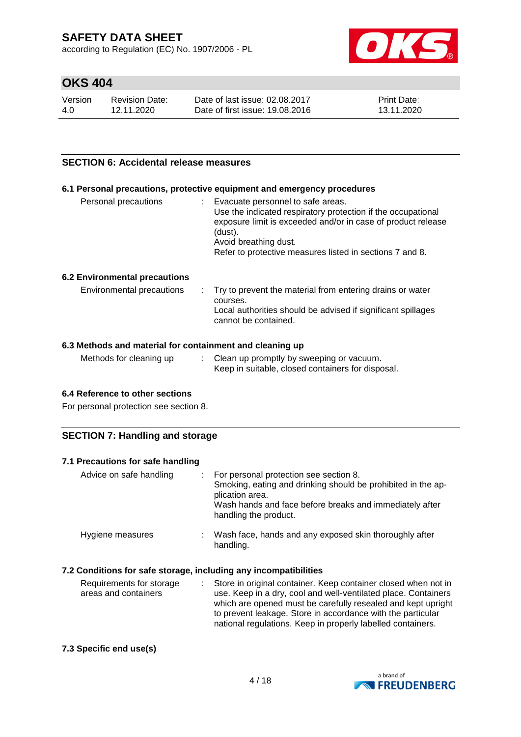## SECTION 6: Accidental release measures

### 6.1 Personal precautions, protective equipment and emergency procedures

| | | |
|---|---|---|
| Personal precautions | : | Evacuate personnel to safe areas.<br>Use the indicated respiratory protection if the occupational exposure limit is exceeded and/or in case of product release (dust).<br>Avoid breathing dust.<br>Refer to protective measures listed in sections 7 and 8. |

### 6.2 Environmental precautions

| | | |
|---|---|---|
| Environmental precautions | : | Try to prevent the material from entering drains or water courses.<br>Local authorities should be advised if significant spillages cannot be contained. |

### 6.3 Methods and material for containment and cleaning up

| | | |
|---|---|---|
| Methods for cleaning up | : | Clean up promptly by sweeping or vacuum.<br>Keep in suitable, closed containers for disposal. |

### 6.4 Reference to other sections

For personal protection see section 8.

## SECTION 7: Handling and storage

### 7.1 Precautions for safe handling

| | | |
|---|---|---|
| Advice on safe handling | : | For personal protection see section 8.<br>Smoking, eating and drinking should be prohibited in the application area.<br>Wash hands and face before breaks and immediately after handling the product. |
| Hygiene measures | : | Wash face, hands and any exposed skin thoroughly after handling. |

### 7.2 Conditions for safe storage, including any incompatibilities

| | | |
|---|---|---|
| Requirements for storage areas and containers | : | Store in original container. Keep container closed when not in use. Keep in a dry, cool and well-ventilated place. Containers which are opened must be carefully resealed and kept upright to prevent leakage. Store in accordance with the particular national regulations. Keep in properly labelled containers. |

### 7.3 Specific end use(s)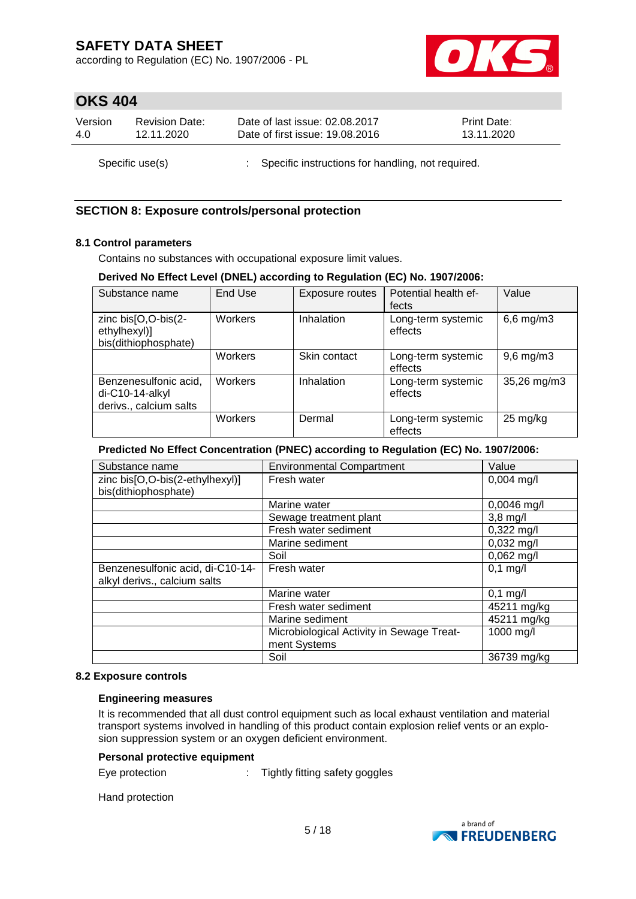Specific use(s) : Specific instructions for handling, not required.

## SECTION 8: Exposure controls/personal protection

### 8.1 Control parameters

Contains no substances with occupational exposure limit values.

**Derived No Effect Level (DNEL) according to Regulation (EC) No. 1907/2006:**

| Substance name | End Use | Exposure routes | Potential health effects | Value |
|---|---|---|---|---|
| zinc bis[O,O-bis(2-ethylhexyl)] bis(dithiophosphate) | Workers | Inhalation | Long-term systemic effects | 6,6 mg/m3 |
| | Workers | Skin contact | Long-term systemic effects | 9,6 mg/m3 |
| Benzenesulfonic acid, di-C10-14-alkyl derivs., calcium salts | Workers | Inhalation | Long-term systemic effects | 35,26 mg/m3 |
| | Workers | Dermal | Long-term systemic effects | 25 mg/kg |

**Predicted No Effect Concentration (PNEC) according to Regulation (EC) No. 1907/2006:**

| Substance name | Environmental Compartment | Value |
|---|---|---|
| zinc bis[O,O-bis(2-ethylhexyl)] bis(dithiophosphate) | Fresh water | 0,004 mg/l |
| | Marine water | 0,0046 mg/l |
| | Sewage treatment plant | 3,8 mg/l |
| | Fresh water sediment | 0,322 mg/l |
| | Marine sediment | 0,032 mg/l |
| | Soil | 0,062 mg/l |
| Benzenesulfonic acid, di-C10-14-alkyl derivs., calcium salts | Fresh water | 0,1 mg/l |
| | Marine water | 0,1 mg/l |
| | Fresh water sediment | 45211 mg/kg |
| | Marine sediment | 45211 mg/kg |
| | Microbiological Activity in Sewage Treatment Systems | 1000 mg/l |
| | Soil | 36739 mg/kg |

### 8.2 Exposure controls

**Engineering measures**

It is recommended that all dust control equipment such as local exhaust ventilation and material transport systems involved in handling of this product contain explosion relief vents or an explosion suppression system or an oxygen deficient environment.

**Personal protective equipment**

Eye protection : Tightly fitting safety goggles

Hand protection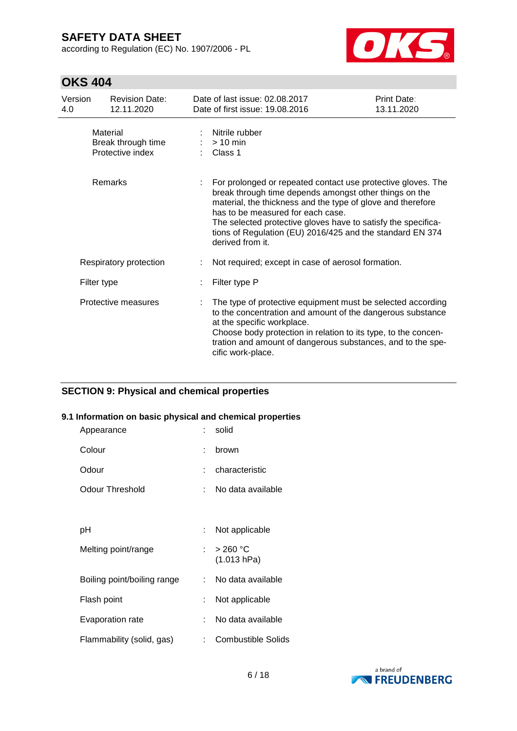| | | |
|---|---|---|
| Material | : | Nitrile rubber |
| Break through time | : | > 10 min |
| Protective index | : | Class 1 |
| Remarks | : | For prolonged or repeated contact use protective gloves. The break through time depends amongst other things on the material, the thickness and the type of glove and therefore has to be measured for each case. The selected protective gloves have to satisfy the specifications of Regulation (EU) 2016/425 and the standard EN 374 derived from it. |
| Respiratory protection | : | Not required; except in case of aerosol formation. |
| Filter type | : | Filter type P |
| Protective measures | : | The type of protective equipment must be selected according to the concentration and amount of the dangerous substance at the specific workplace. Choose body protection in relation to its type, to the concentration and amount of dangerous substances, and to the specific work-place. |

## SECTION 9: Physical and chemical properties

### 9.1 Information on basic physical and chemical properties

| | | |
|---|---|---|
| Appearance | : | solid |
| Colour | : | brown |
| Odour | : | characteristic |
| Odour Threshold | : | No data available |
| pH | : | Not applicable |
| Melting point/range | : | > 260 °C (1.013 hPa) |
| Boiling point/boiling range | : | No data available |
| Flash point | : | Not applicable |
| Evaporation rate | : | No data available |
| Flammability (solid, gas) | : | Combustible Solids |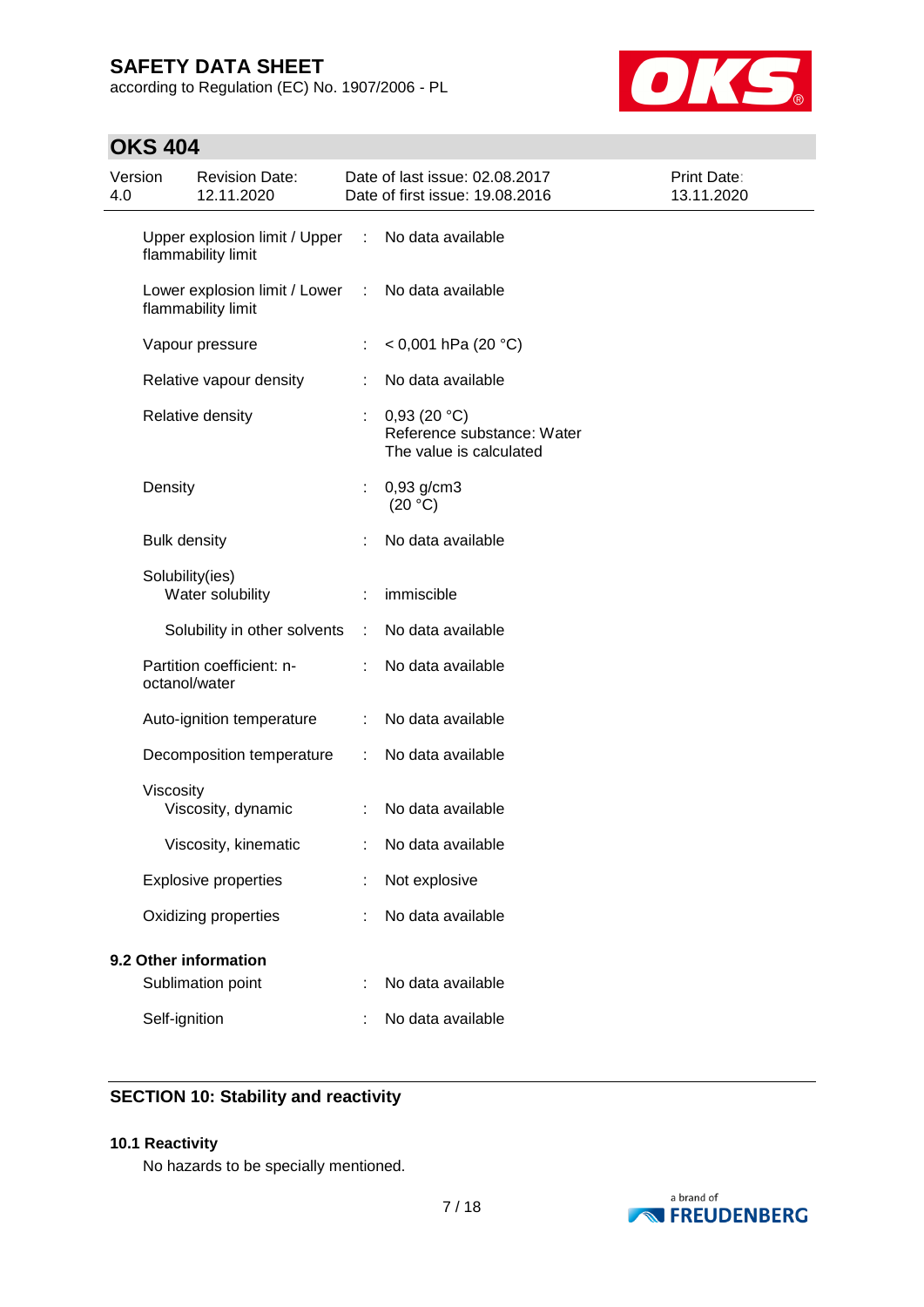| Property | | Value |
|---|---|---|
| Upper explosion limit / Upper flammability limit | : | No data available |
| Lower explosion limit / Lower flammability limit | : | No data available |
| Vapour pressure | : | < 0,001 hPa (20 °C) |
| Relative vapour density | : | No data available |
| Relative density | : | 0,93 (20 °C)<br>Reference substance: Water<br>The value is calculated |
| Density | : | 0,93 g/cm3<br>(20 °C) |
| Bulk density | : | No data available |
| Solubility(ies)<br>Water solubility | : | immiscible |
| Solubility in other solvents | : | No data available |
| Partition coefficient: n-octanol/water | : | No data available |
| Auto-ignition temperature | : | No data available |
| Decomposition temperature | : | No data available |
| Viscosity<br>Viscosity, dynamic | : | No data available |
| Viscosity, kinematic | : | No data available |
| Explosive properties | : | Not explosive |
| Oxidizing properties | : | No data available |

**9.2 Other information**

| Property | | Value |
|---|---|---|
| Sublimation point | : | No data available |
| Self-ignition | : | No data available |

## SECTION 10: Stability and reactivity

### 10.1 Reactivity

No hazards to be specially mentioned.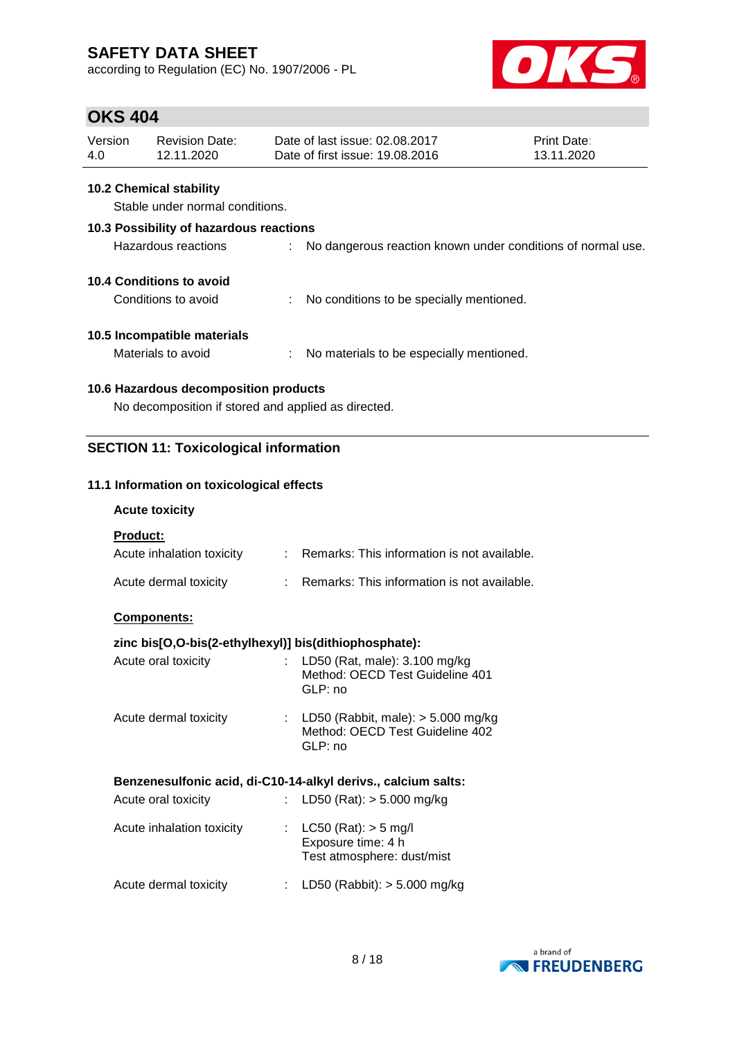#### 10.2 Chemical stability

Stable under normal conditions.

#### 10.3 Possibility of hazardous reactions

Hazardous reactions : No dangerous reaction known under conditions of normal use.

#### 10.4 Conditions to avoid

Conditions to avoid : No conditions to be specially mentioned.

#### 10.5 Incompatible materials

Materials to avoid : No materials to be especially mentioned.

#### 10.6 Hazardous decomposition products

No decomposition if stored and applied as directed.

## SECTION 11: Toxicological information

### 11.1 Information on toxicological effects

**Acute toxicity**

**Product:**

Acute inhalation toxicity : Remarks: This information is not available.

Acute dermal toxicity : Remarks: This information is not available.

**Components:**

**zinc bis[O,O-bis(2-ethylhexyl)] bis(dithiophosphate):**

Acute oral toxicity : LD50 (Rat, male): 3.100 mg/kg
Method: OECD Test Guideline 401
GLP: no

Acute dermal toxicity : LD50 (Rabbit, male): > 5.000 mg/kg
Method: OECD Test Guideline 402
GLP: no

**Benzenesulfonic acid, di-C10-14-alkyl derivs., calcium salts:**

Acute oral toxicity : LD50 (Rat): > 5.000 mg/kg

Acute inhalation toxicity : LC50 (Rat): > 5 mg/l
Exposure time: 4 h
Test atmosphere: dust/mist

Acute dermal toxicity : LD50 (Rabbit): > 5.000 mg/kg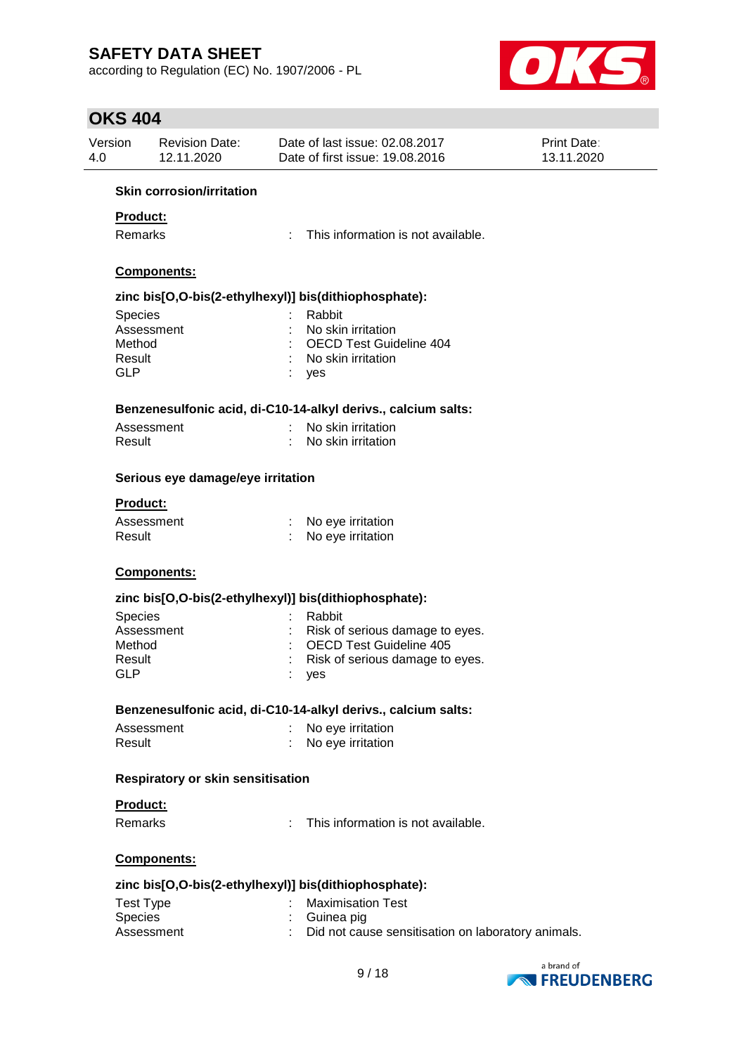**Skin corrosion/irritation**

**Product:**

Remarks : This information is not available.

**Components:**

**zinc bis[O,O-bis(2-ethylhexyl)] bis(dithiophosphate):**

| | | |
|---|---|---|
| Species | : | Rabbit |
| Assessment | : | No skin irritation |
| Method | : | OECD Test Guideline 404 |
| Result | : | No skin irritation |
| GLP | : | yes |

**Benzenesulfonic acid, di-C10-14-alkyl derivs., calcium salts:**

| | | |
|---|---|---|
| Assessment | : | No skin irritation |
| Result | : | No skin irritation |

**Serious eye damage/eye irritation**

**Product:**

| | | |
|---|---|---|
| Assessment | : | No eye irritation |
| Result | : | No eye irritation |

**Components:**

**zinc bis[O,O-bis(2-ethylhexyl)] bis(dithiophosphate):**

| | | |
|---|---|---|
| Species | : | Rabbit |
| Assessment | : | Risk of serious damage to eyes. |
| Method | : | OECD Test Guideline 405 |
| Result | : | Risk of serious damage to eyes. |
| GLP | : | yes |

**Benzenesulfonic acid, di-C10-14-alkyl derivs., calcium salts:**

| | | |
|---|---|---|
| Assessment | : | No eye irritation |
| Result | : | No eye irritation |

**Respiratory or skin sensitisation**

**Product:**

Remarks : This information is not available.

**Components:**

**zinc bis[O,O-bis(2-ethylhexyl)] bis(dithiophosphate):**

| | | |
|---|---|---|
| Test Type | : | Maximisation Test |
| Species | : | Guinea pig |
| Assessment | : | Did not cause sensitisation on laboratory animals. |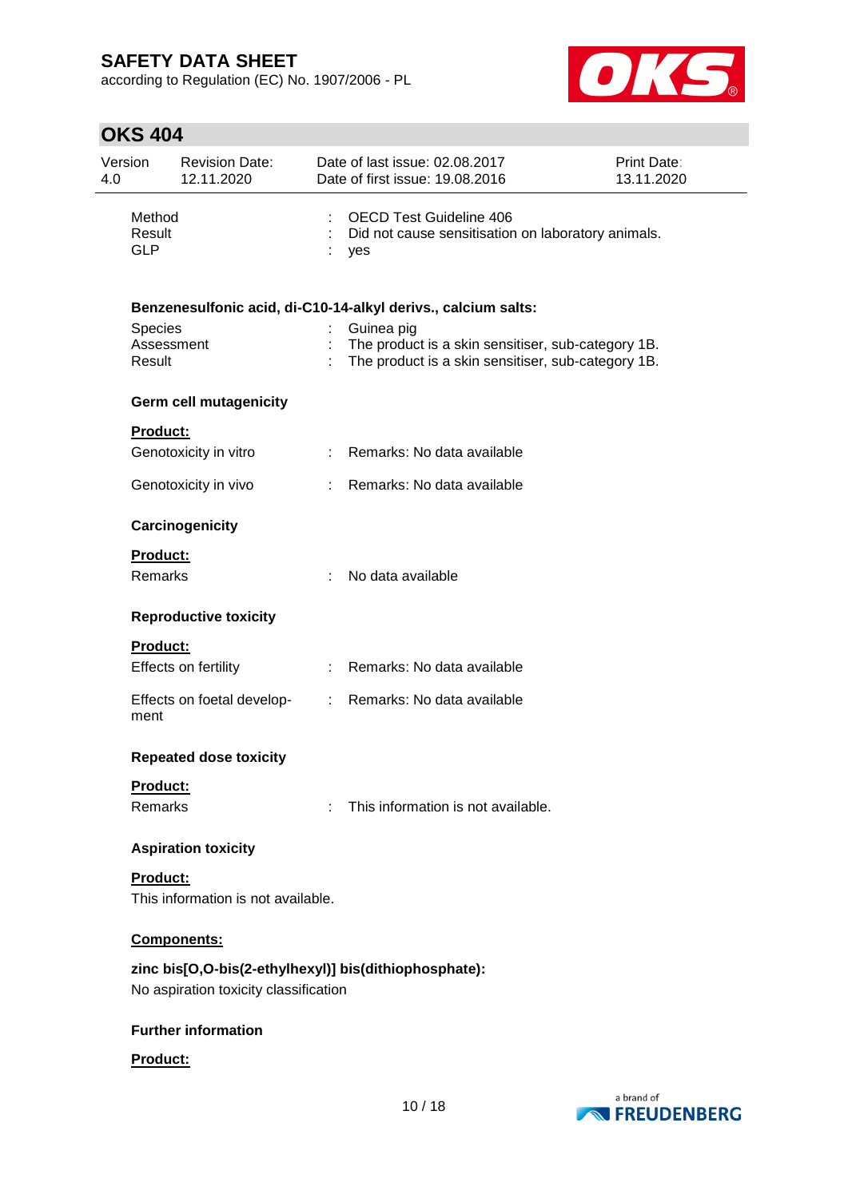| | | |
|---|---|---|
| Method | : | OECD Test Guideline 406 |
| Result | : | Did not cause sensitisation on laboratory animals. |
| GLP | : | yes |

**Benzenesulfonic acid, di-C10-14-alkyl derivs., calcium salts:**

| | | |
|---|---|---|
| Species | : | Guinea pig |
| Assessment | : | The product is a skin sensitiser, sub-category 1B. |
| Result | : | The product is a skin sensitiser, sub-category 1B. |

**Germ cell mutagenicity**

**Product:**

| | | |
|---|---|---|
| Genotoxicity in vitro | : | Remarks: No data available |
| Genotoxicity in vivo | : | Remarks: No data available |

**Carcinogenicity**

**Product:**

| | | |
|---|---|---|
| Remarks | : | No data available |

**Reproductive toxicity**

**Product:**

| | | |
|---|---|---|
| Effects on fertility | : | Remarks: No data available |
| Effects on foetal development | : | Remarks: No data available |

**Repeated dose toxicity**

**Product:**

| | | |
|---|---|---|
| Remarks | : | This information is not available. |

**Aspiration toxicity**

**Product:**

This information is not available.

**Components:**

**zinc bis[O,O-bis(2-ethylhexyl)] bis(dithiophosphate):**

No aspiration toxicity classification

**Further information**

**Product:**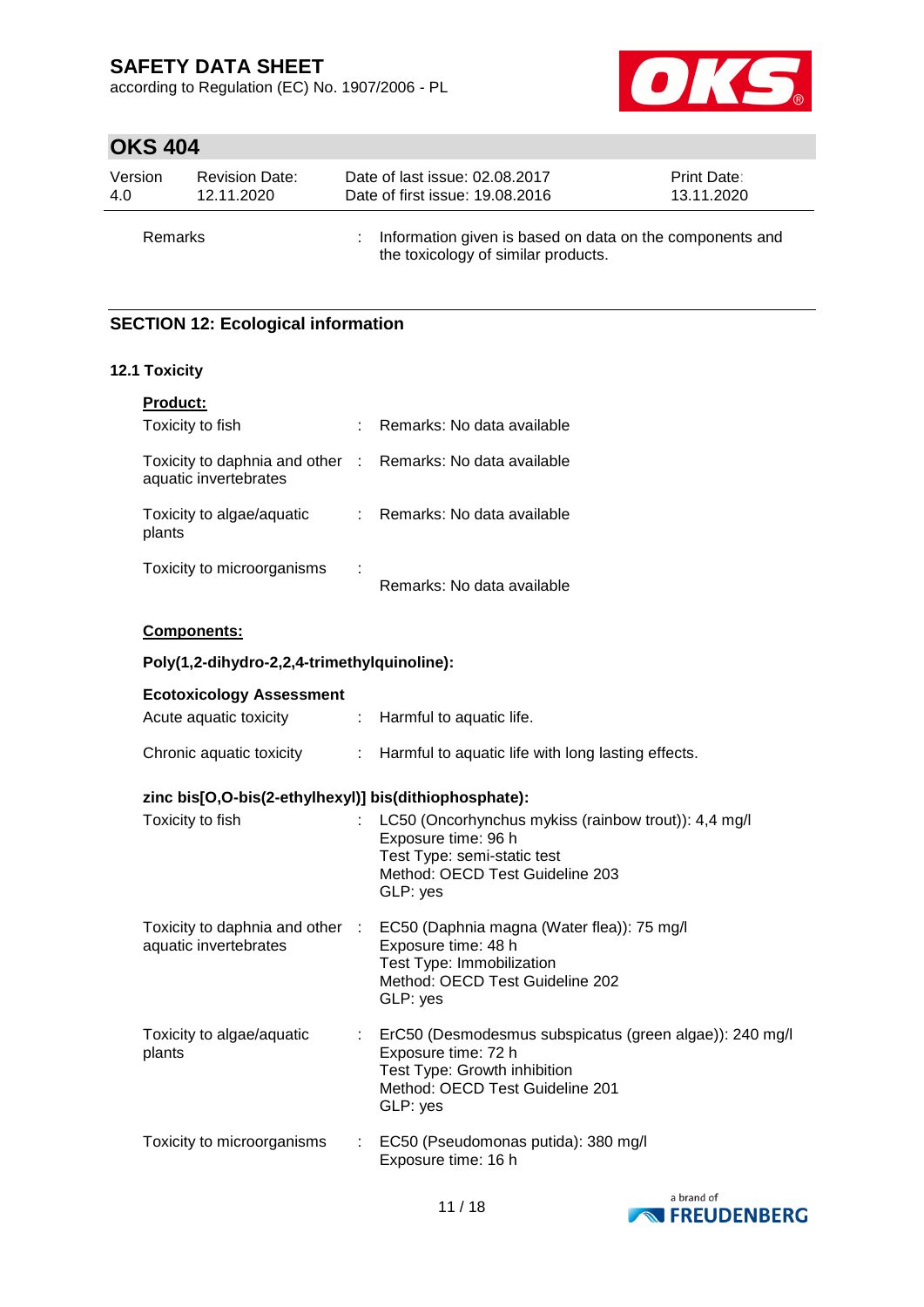Remarks : Information given is based on data on the components and the toxicology of similar products.

## SECTION 12: Ecological information

### 12.1 Toxicity

**Product:**

Toxicity to fish : Remarks: No data available

Toxicity to daphnia and other aquatic invertebrates : Remarks: No data available

Toxicity to algae/aquatic plants : Remarks: No data available

Toxicity to microorganisms : Remarks: No data available

**Components:**

**Poly(1,2-dihydro-2,2,4-trimethylquinoline):**

**Ecotoxicology Assessment**

Acute aquatic toxicity : Harmful to aquatic life.

Chronic aquatic toxicity : Harmful to aquatic life with long lasting effects.

**zinc bis[O,O-bis(2-ethylhexyl)] bis(dithiophosphate):**

Toxicity to fish : LC50 (Oncorhynchus mykiss (rainbow trout)): 4,4 mg/l
Exposure time: 96 h
Test Type: semi-static test
Method: OECD Test Guideline 203
GLP: yes

Toxicity to daphnia and other aquatic invertebrates : EC50 (Daphnia magna (Water flea)): 75 mg/l
Exposure time: 48 h
Test Type: Immobilization
Method: OECD Test Guideline 202
GLP: yes

Toxicity to algae/aquatic plants : ErC50 (Desmodesmus subspicatus (green algae)): 240 mg/l
Exposure time: 72 h
Test Type: Growth inhibition
Method: OECD Test Guideline 201
GLP: yes

Toxicity to microorganisms : EC50 (Pseudomonas putida): 380 mg/l
Exposure time: 16 h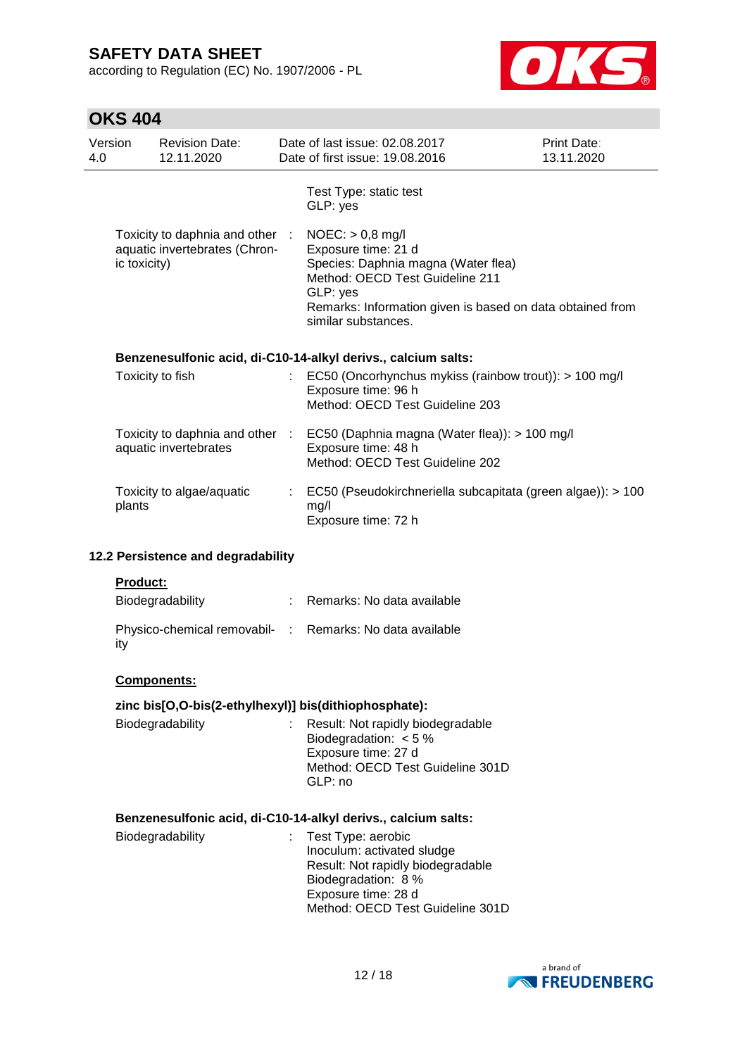Test Type: static test
GLP: yes

| | | |
|---|---|---|
| Toxicity to daphnia and other aquatic invertebrates (Chronic toxicity) | : | NOEC: > 0,8 mg/l<br>Exposure time: 21 d<br>Species: Daphnia magna (Water flea)<br>Method: OECD Test Guideline 211<br>GLP: yes<br>Remarks: Information given is based on data obtained from similar substances. |

**Benzenesulfonic acid, di-C10-14-alkyl derivs., calcium salts:**

| | | |
|---|---|---|
| Toxicity to fish | : | EC50 (Oncorhynchus mykiss (rainbow trout)): > 100 mg/l<br>Exposure time: 96 h<br>Method: OECD Test Guideline 203 |
| Toxicity to daphnia and other aquatic invertebrates | : | EC50 (Daphnia magna (Water flea)): > 100 mg/l<br>Exposure time: 48 h<br>Method: OECD Test Guideline 202 |
| Toxicity to algae/aquatic plants | : | EC50 (Pseudokirchneriella subcapitata (green algae)): > 100 mg/l<br>Exposure time: 72 h |

### 12.2 Persistence and degradability

**Product:**

| | | |
|---|---|---|
| Biodegradability | : | Remarks: No data available |
| Physico-chemical removability | : | Remarks: No data available |

**Components:**

**zinc bis[O,O-bis(2-ethylhexyl)] bis(dithiophosphate):**

| | | |
|---|---|---|
| Biodegradability | : | Result: Not rapidly biodegradable<br>Biodegradation: < 5 %<br>Exposure time: 27 d<br>Method: OECD Test Guideline 301D<br>GLP: no |

**Benzenesulfonic acid, di-C10-14-alkyl derivs., calcium salts:**

| | | |
|---|---|---|
| Biodegradability | : | Test Type: aerobic<br>Inoculum: activated sludge<br>Result: Not rapidly biodegradable<br>Biodegradation: 8 %<br>Exposure time: 28 d<br>Method: OECD Test Guideline 301D |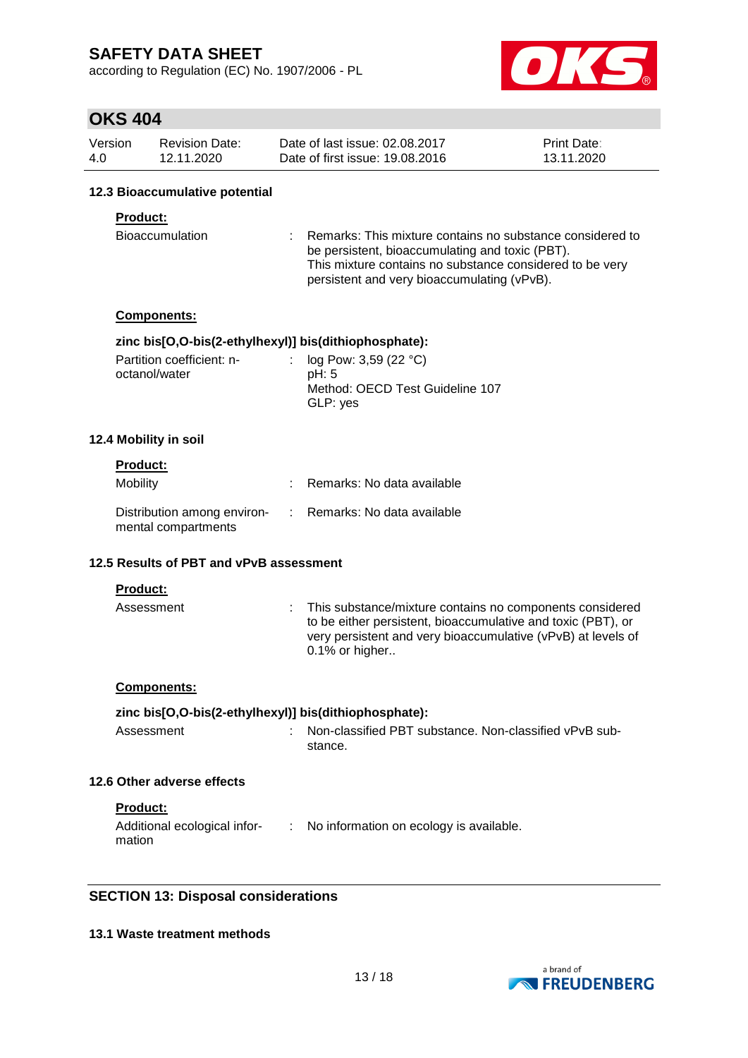### 12.3 Bioaccumulative potential

**Product:**

| | |
|---|---|
| Bioaccumulation | : Remarks: This mixture contains no substance considered to be persistent, bioaccumulating and toxic (PBT). This mixture contains no substance considered to be very persistent and very bioaccumulating (vPvB). |

**Components:**

**zinc bis[O,O-bis(2-ethylhexyl)] bis(dithiophosphate):**

| | |
|---|---|
| Partition coefficient: n-octanol/water | : log Pow: 3,59 (22 °C)<br>pH: 5<br>Method: OECD Test Guideline 107<br>GLP: yes |

### 12.4 Mobility in soil

**Product:**

| | |
|---|---|
| Mobility | : Remarks: No data available |
| Distribution among environmental compartments | : Remarks: No data available |

### 12.5 Results of PBT and vPvB assessment

**Product:**

| | |
|---|---|
| Assessment | : This substance/mixture contains no components considered to be either persistent, bioaccumulative and toxic (PBT), or very persistent and very bioaccumulative (vPvB) at levels of 0.1% or higher.. |

**Components:**

**zinc bis[O,O-bis(2-ethylhexyl)] bis(dithiophosphate):**

| | |
|---|---|
| Assessment | : Non-classified PBT substance. Non-classified vPvB substance. |

### 12.6 Other adverse effects

**Product:**

| | |
|---|---|
| Additional ecological information | : No information on ecology is available. |

## SECTION 13: Disposal considerations

### 13.1 Waste treatment methods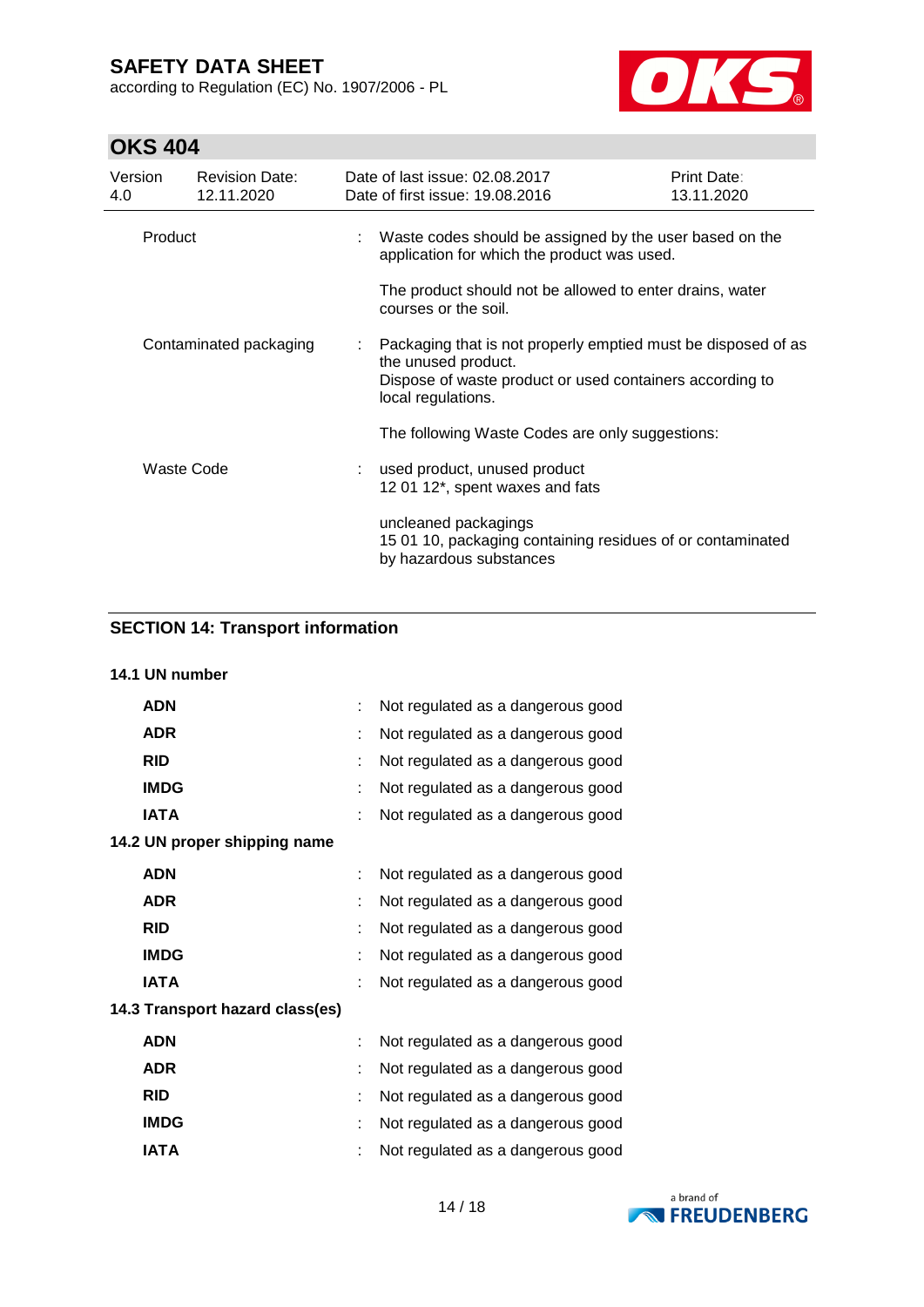| | | |
|---|---|---|
| Product | : | Waste codes should be assigned by the user based on the application for which the product was used.<br><br>The product should not be allowed to enter drains, water courses or the soil. |
| Contaminated packaging | : | Packaging that is not properly emptied must be disposed of as the unused product.<br>Dispose of waste product or used containers according to local regulations.<br><br>The following Waste Codes are only suggestions: |
| Waste Code | : | used product, unused product<br>12 01 12*, spent waxes and fats<br><br>uncleaned packagings<br>15 01 10, packaging containing residues of or contaminated by hazardous substances |

## SECTION 14: Transport information

### 14.1 UN number

| | | |
|---|---|---|
| **ADN** | : | Not regulated as a dangerous good |
| **ADR** | : | Not regulated as a dangerous good |
| **RID** | : | Not regulated as a dangerous good |
| **IMDG** | : | Not regulated as a dangerous good |
| **IATA** | : | Not regulated as a dangerous good |

### 14.2 UN proper shipping name

| | | |
|---|---|---|
| **ADN** | : | Not regulated as a dangerous good |
| **ADR** | : | Not regulated as a dangerous good |
| **RID** | : | Not regulated as a dangerous good |
| **IMDG** | : | Not regulated as a dangerous good |
| **IATA** | : | Not regulated as a dangerous good |

### 14.3 Transport hazard class(es)

| | | |
|---|---|---|
| **ADN** | : | Not regulated as a dangerous good |
| **ADR** | : | Not regulated as a dangerous good |
| **RID** | : | Not regulated as a dangerous good |
| **IMDG** | : | Not regulated as a dangerous good |
| **IATA** | : | Not regulated as a dangerous good |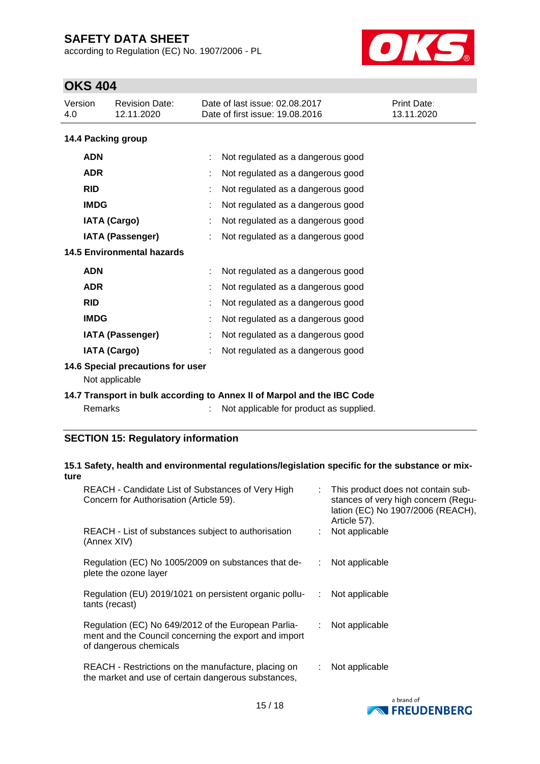**14.4 Packing group**

| | | |
|---|---|---|
| **ADN** | : | Not regulated as a dangerous good |
| **ADR** | : | Not regulated as a dangerous good |
| **RID** | : | Not regulated as a dangerous good |
| **IMDG** | : | Not regulated as a dangerous good |
| **IATA (Cargo)** | : | Not regulated as a dangerous good |
| **IATA (Passenger)** | : | Not regulated as a dangerous good |

**14.5 Environmental hazards**

| | | |
|---|---|---|
| **ADN** | : | Not regulated as a dangerous good |
| **ADR** | : | Not regulated as a dangerous good |
| **RID** | : | Not regulated as a dangerous good |
| **IMDG** | : | Not regulated as a dangerous good |
| **IATA (Passenger)** | : | Not regulated as a dangerous good |
| **IATA (Cargo)** | : | Not regulated as a dangerous good |

**14.6 Special precautions for user**

Not applicable

**14.7 Transport in bulk according to Annex II of Marpol and the IBC Code**

Remarks : Not applicable for product as supplied.

## SECTION 15: Regulatory information

**15.1 Safety, health and environmental regulations/legislation specific for the substance or mixture**

| | | |
|---|---|---|
| REACH - Candidate List of Substances of Very High Concern for Authorisation (Article 59). | : | This product does not contain substances of very high concern (Regulation (EC) No 1907/2006 (REACH), Article 57). |
| REACH - List of substances subject to authorisation (Annex XIV) | : | Not applicable |
| Regulation (EC) No 1005/2009 on substances that deplete the ozone layer | : | Not applicable |
| Regulation (EU) 2019/1021 on persistent organic pollutants (recast) | : | Not applicable |
| Regulation (EC) No 649/2012 of the European Parliament and the Council concerning the export and import of dangerous chemicals | : | Not applicable |
| REACH - Restrictions on the manufacture, placing on the market and use of certain dangerous substances, | : | Not applicable |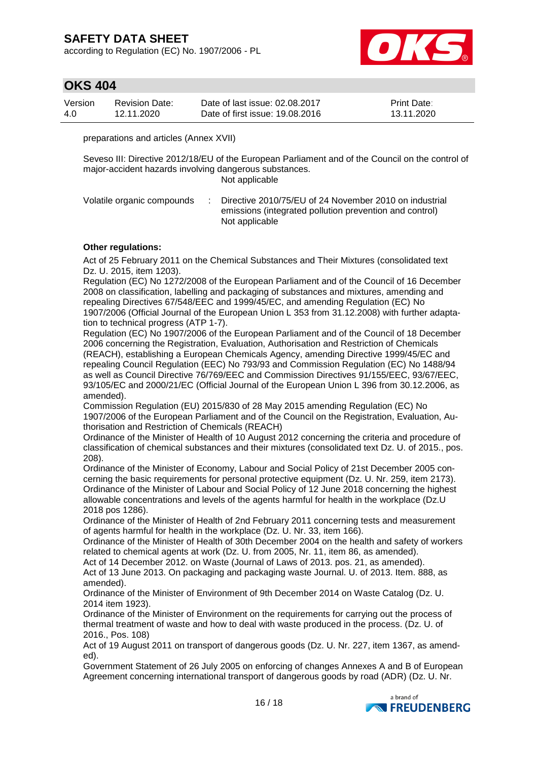preparations and articles (Annex XVII)

Seveso III: Directive 2012/18/EU of the European Parliament and of the Council on the control of major-accident hazards involving dangerous substances.
Not applicable

Volatile organic compounds : Directive 2010/75/EU of 24 November 2010 on industrial emissions (integrated pollution prevention and control)
Not applicable

**Other regulations:**

Act of 25 February 2011 on the Chemical Substances and Their Mixtures (consolidated text Dz. U. 2015, item 1203).
Regulation (EC) No 1272/2008 of the European Parliament and of the Council of 16 December 2008 on classification, labelling and packaging of substances and mixtures, amending and repealing Directives 67/548/EEC and 1999/45/EC, and amending Regulation (EC) No 1907/2006 (Official Journal of the European Union L 353 from 31.12.2008) with further adaptation to technical progress (ATP 1-7).
Regulation (EC) No 1907/2006 of the European Parliament and of the Council of 18 December 2006 concerning the Registration, Evaluation, Authorisation and Restriction of Chemicals (REACH), establishing a European Chemicals Agency, amending Directive 1999/45/EC and repealing Council Regulation (EEC) No 793/93 and Commission Regulation (EC) No 1488/94 as well as Council Directive 76/769/EEC and Commission Directives 91/155/EEC, 93/67/EEC, 93/105/EC and 2000/21/EC (Official Journal of the European Union L 396 from 30.12.2006, as amended).
Commission Regulation (EU) 2015/830 of 28 May 2015 amending Regulation (EC) No 1907/2006 of the European Parliament and of the Council on the Registration, Evaluation, Authorisation and Restriction of Chemicals (REACH)
Ordinance of the Minister of Health of 10 August 2012 concerning the criteria and procedure of classification of chemical substances and their mixtures (consolidated text Dz. U. of 2015., pos. 208).
Ordinance of the Minister of Economy, Labour and Social Policy of 21st December 2005 concerning the basic requirements for personal protective equipment (Dz. U. Nr. 259, item 2173).
Ordinance of the Minister of Labour and Social Policy of 12 June 2018 concerning the highest allowable concentrations and levels of the agents harmful for health in the workplace (Dz.U 2018 pos 1286).
Ordinance of the Minister of Health of 2nd February 2011 concerning tests and measurement of agents harmful for health in the workplace (Dz. U. Nr. 33, item 166).
Ordinance of the Minister of Health of 30th December 2004 on the health and safety of workers related to chemical agents at work (Dz. U. from 2005, Nr. 11, item 86, as amended).
Act of 14 December 2012. on Waste (Journal of Laws of 2013. pos. 21, as amended).
Act of 13 June 2013. On packaging and packaging waste Journal. U. of 2013. Item. 888, as amended).
Ordinance of the Minister of Environment of 9th December 2014 on Waste Catalog (Dz. U. 2014 item 1923).
Ordinance of the Minister of Environment on the requirements for carrying out the process of thermal treatment of waste and how to deal with waste produced in the process. (Dz. U. of 2016., Pos. 108)
Act of 19 August 2011 on transport of dangerous goods (Dz. U. Nr. 227, item 1367, as amended).
Government Statement of 26 July 2005 on enforcing of changes Annexes A and B of European Agreement concerning international transport of dangerous goods by road (ADR) (Dz. U. Nr.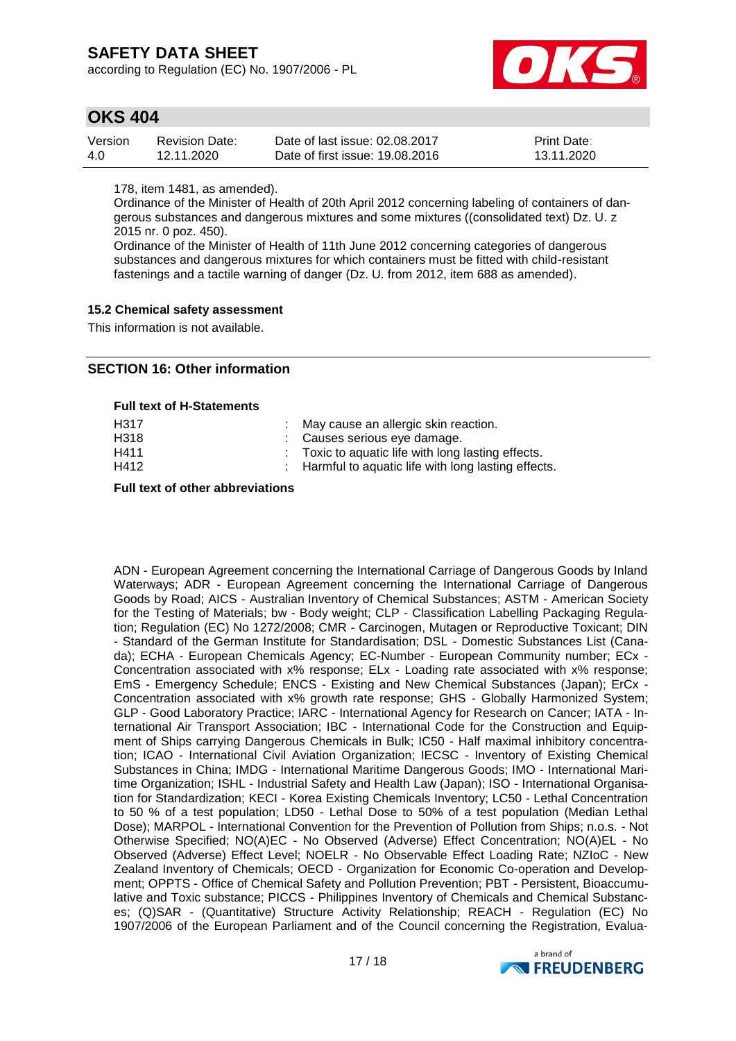178, item 1481, as amended).

Ordinance of the Minister of Health of 20th April 2012 concerning labeling of containers of dangerous substances and dangerous mixtures and some mixtures ((consolidated text) Dz. U. z 2015 nr. 0 poz. 450).

Ordinance of the Minister of Health of 11th June 2012 concerning categories of dangerous substances and dangerous mixtures for which containers must be fitted with child-resistant fastenings and a tactile warning of danger (Dz. U. from 2012, item 688 as amended).

### 15.2 Chemical safety assessment

This information is not available.

## SECTION 16: Other information

**Full text of H-Statements**

| | |
|---|---|
| H317 | : May cause an allergic skin reaction. |
| H318 | : Causes serious eye damage. |
| H411 | : Toxic to aquatic life with long lasting effects. |
| H412 | : Harmful to aquatic life with long lasting effects. |

**Full text of other abbreviations**

ADN - European Agreement concerning the International Carriage of Dangerous Goods by Inland Waterways; ADR - European Agreement concerning the International Carriage of Dangerous Goods by Road; AICS - Australian Inventory of Chemical Substances; ASTM - American Society for the Testing of Materials; bw - Body weight; CLP - Classification Labelling Packaging Regulation; Regulation (EC) No 1272/2008; CMR - Carcinogen, Mutagen or Reproductive Toxicant; DIN - Standard of the German Institute for Standardisation; DSL - Domestic Substances List (Canada); ECHA - European Chemicals Agency; EC-Number - European Community number; ECx - Concentration associated with x% response; ELx - Loading rate associated with x% response; EmS - Emergency Schedule; ENCS - Existing and New Chemical Substances (Japan); ErCx - Concentration associated with x% growth rate response; GHS - Globally Harmonized System; GLP - Good Laboratory Practice; IARC - International Agency for Research on Cancer; IATA - International Air Transport Association; IBC - International Code for the Construction and Equipment of Ships carrying Dangerous Chemicals in Bulk; IC50 - Half maximal inhibitory concentration; ICAO - International Civil Aviation Organization; IECSC - Inventory of Existing Chemical Substances in China; IMDG - International Maritime Dangerous Goods; IMO - International Maritime Organization; ISHL - Industrial Safety and Health Law (Japan); ISO - International Organisation for Standardization; KECI - Korea Existing Chemicals Inventory; LC50 - Lethal Concentration to 50 % of a test population; LD50 - Lethal Dose to 50% of a test population (Median Lethal Dose); MARPOL - International Convention for the Prevention of Pollution from Ships; n.o.s. - Not Otherwise Specified; NO(A)EC - No Observed (Adverse) Effect Concentration; NO(A)EL - No Observed (Adverse) Effect Level; NOELR - No Observable Effect Loading Rate; NZIoC - New Zealand Inventory of Chemicals; OECD - Organization for Economic Co-operation and Development; OPPTS - Office of Chemical Safety and Pollution Prevention; PBT - Persistent, Bioaccumulative and Toxic substance; PICCS - Philippines Inventory of Chemicals and Chemical Substances; (Q)SAR - (Quantitative) Structure Activity Relationship; REACH - Regulation (EC) No 1907/2006 of the European Parliament and of the Council concerning the Registration, Evalua-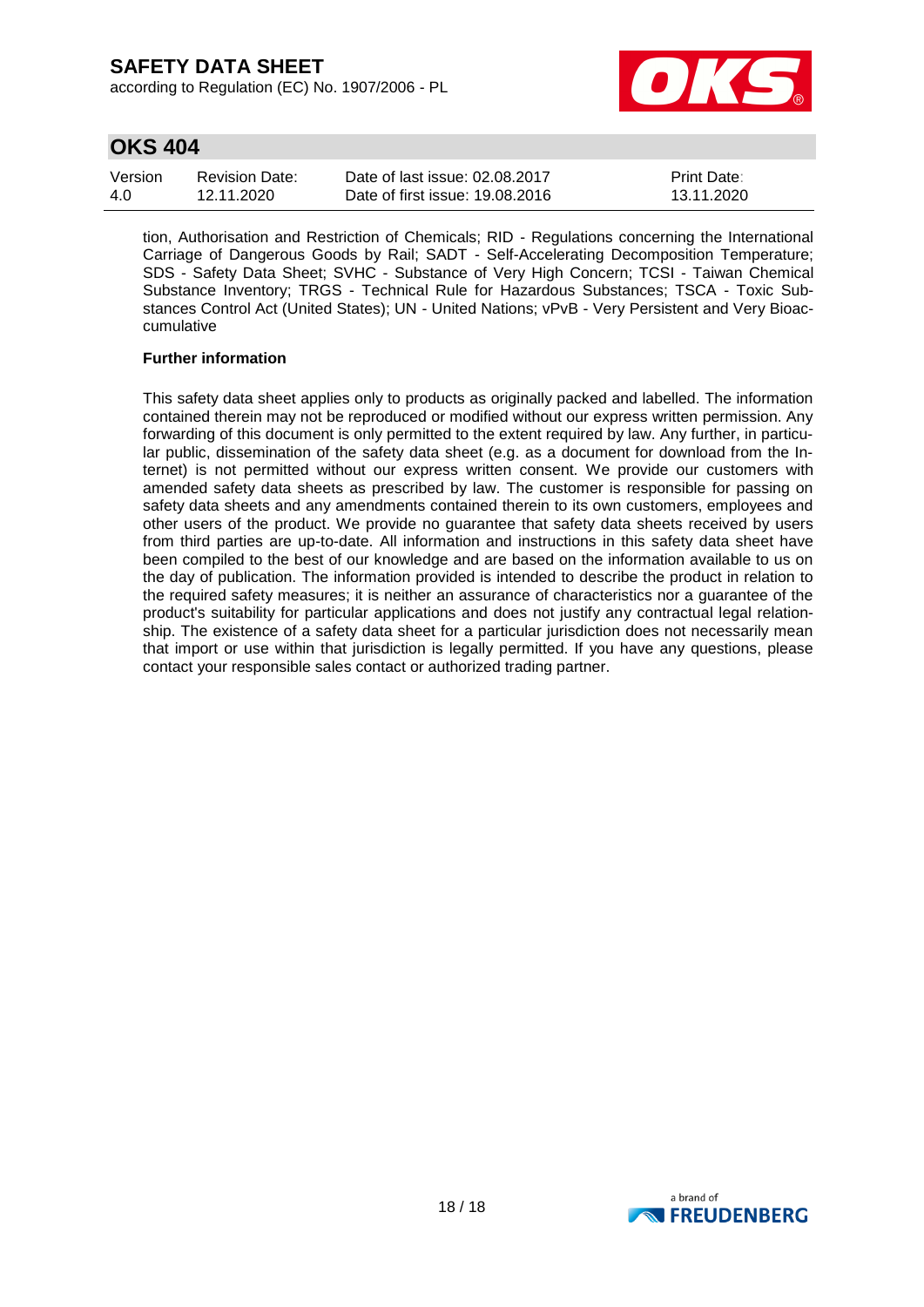tion, Authorisation and Restriction of Chemicals; RID - Regulations concerning the International Carriage of Dangerous Goods by Rail; SADT - Self-Accelerating Decomposition Temperature; SDS - Safety Data Sheet; SVHC - Substance of Very High Concern; TCSI - Taiwan Chemical Substance Inventory; TRGS - Technical Rule for Hazardous Substances; TSCA - Toxic Substances Control Act (United States); UN - United Nations; vPvB - Very Persistent and Very Bioaccumulative

**Further information**

This safety data sheet applies only to products as originally packed and labelled. The information contained therein may not be reproduced or modified without our express written permission. Any forwarding of this document is only permitted to the extent required by law. Any further, in particular public, dissemination of the safety data sheet (e.g. as a document for download from the Internet) is not permitted without our express written consent. We provide our customers with amended safety data sheets as prescribed by law. The customer is responsible for passing on safety data sheets and any amendments contained therein to its own customers, employees and other users of the product. We provide no guarantee that safety data sheets received by users from third parties are up-to-date. All information and instructions in this safety data sheet have been compiled to the best of our knowledge and are based on the information available to us on the day of publication. The information provided is intended to describe the product in relation to the required safety measures; it is neither an assurance of characteristics nor a guarantee of the product's suitability for particular applications and does not justify any contractual legal relationship. The existence of a safety data sheet for a particular jurisdiction does not necessarily mean that import or use within that jurisdiction is legally permitted. If you have any questions, please contact your responsible sales contact or authorized trading partner.